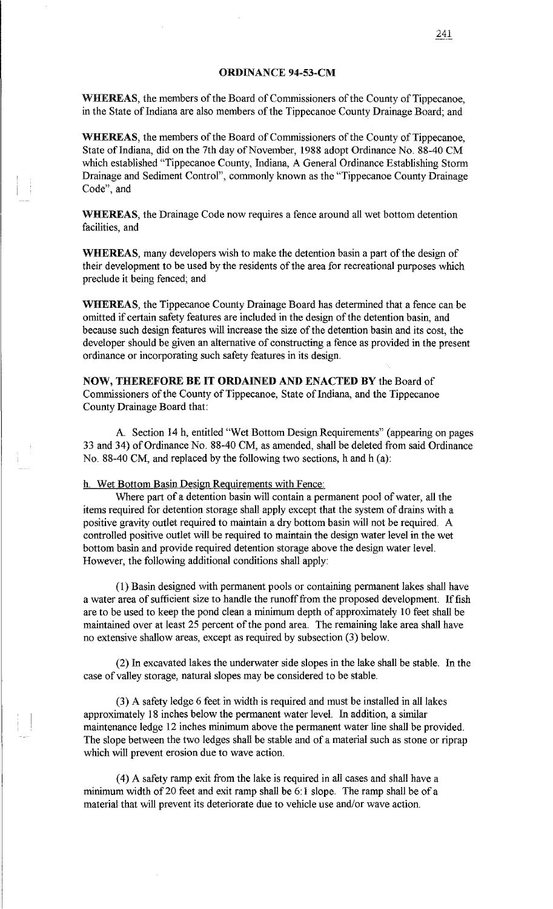# ORDINANCE 94-53-CM

**WHEREAS**, the members of the Board of Commissioners of the County of Tippecanoe, in the State of Indiana are also members of the Tippecanoe County Drainage Board; and

**WHEREAS**, the members of the Board of Commissioners of the County of Tippecanoe, State of Indiana, did on the 7th day of November, 1988 adopt Ordinance No. 88-40 CM which established "Tippecanoe County, Indiana, A General Ordinance Establishing Storm Drainage and Sediment Control", commonly known as the "Tippecanoe County Drainage Code", and

**WHEREAS**, the Drainage Code now requires a fence around all wet bottom detention facilities, and

**WHEREAS**, many developers wish to make the detention basin a part of the design of their development to be used by the residents of the area for recreational purposes which preclude it being fenced; and

**WHEREAS**, the Tippecanoe County Drainage Board has determined that a fence can be omitted if certain safety features are included in the design of the detention basin, and because such design features will increase the size of the detention basin and its cost, the developer should be given an alternative of constructing a fence as provided in the present ordinance or incorporating such safety features in its design.

**NOW, THEREFORE BE IT ORDAINED AND ENACTED BY** the Board of Commissioners of the County of Tippecanoe, State of Indiana, and the Tippecanoe County Drainage Board that:

A. Section 14 h, entitled "Wet Bottom Design Requirements" (appearing on pages 33 and 34) of Ordinance No. 88-40 CM, as amended, shall be deleted from said Ordinance No. 88-40 CM, and replaced by the following two sections, h and h (a):

h. Wet Bottom Basin Design Requirements with Fence:

Where part of a detention basin will contain a permanent pool of water, all the items required for detention storage shall apply except that the system of drains with a positive gravity outlet required to maintain a dry bottom basin will not be required. A controlled positive outlet will be required to maintain the design water level in the wet bottom basin and provide required detention storage above the design water level. However, the following additional conditions shall apply:

(1) Basin designed with permanent pools or containing permanent lakes shall have a water area of sufficient size to handle the runoff from the proposed development. If fish are to be used to keep the pond clean a minimum depth of approximately 10 feet shall be maintained over at least 25 percent of the pond area. The remaining lake area shall have no extensive shallow areas, except as required by subsection (3) below.

(2) In excavated lakes the underwater side slopes in the lake shall be stable. In the case of valley storage, natural slopes may be considered to be stable.

(3) A safety ledge 6 feet in width is required and must be installed in all lakes approximately 18 inches below the permanent water level. In addition, a similar maintenance ledge 12 inches minimum above the permanent water line shall be provided. The slope between the two ledges shall be stable and of a material such as stone or riprap which will prevent erosion due to wave action.

(4) A safety ramp exit from the lake is required in all cases and shall have a minimum width of 20 feet and exit ramp shall be 6:1 slope. The ramp shall be of a material that will prevent its deteriorate due to vehicle use and/or wave action.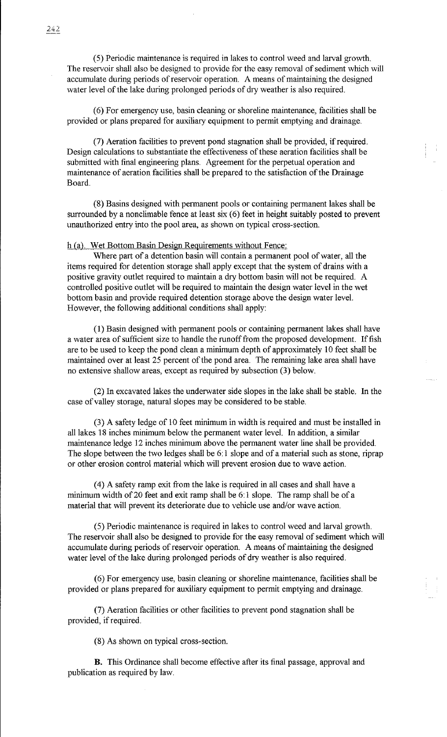(5) Periodic maintenance is required in lakes to control weed and larval growth. The reservoir shall also be designed to provide for the easy removal of sediment which will accumulate during periods of reservoir operation. A means of maintaining the designed water level of the lake during prolonged periods of dry weather is also required.

(6) For emergency use, basin cleaning or shoreline maintenance, facilities shall be provided or plans prepared for auxiliary equipment to permit emptying and drainage.

(7) Aeration facilities to prevent pond stagnation shall be provided, if required. Design calculations to substantiate the effectiveness of these aeration facilities shall be submitted with final engineering plans. Agreement for the perpetual operation and maintenance of aeration facilities shall be prepared to the satisfaction of the Drainage Board.

(8) Basins designed with permanent pools or containing permanent lakes shall be surrounded by a nonclimable fence at least six (6) feet in height suitably posted to prevent unauthorized entry into the pool area, as shown on typical cross-section.

h (a). Wet Bottom Basin Design Requirements without Fence:

Where part of a detention basin will contain a permanent pool of water, all the items required for detention storage shall apply except that the system of drains with a positive gravity outlet required to maintain a dry bottom basin will not be required. A controlled positive outlet will be required to maintain the design water level in the wet bottom basin and provide required detention storage above the design water level. However, the following additional conditions shall apply:

(1) Basin designed with permanent pools or containing permanent lakes shall have a water area of sufficient size to handle the runoff from the proposed development. If fish are to be used to keep the pond clean a minimum depth of approximately 10 feet shall be maintained over at least 25 percent of the pond area. The remaining lake area shall have no extensive shallow areas, except as required by subsection (3) below.

(2) In excavated lakes the underwater side slopes in the lake shall be stable. In the case of valley storage, natural slopes may be considered to be stable.

(3) A safety ledge of 10 feet minimum in width is required and must be installed in all lakes 18 inches minimum below the permanent water level. In addition, a similar maintenance ledge 12 inches minimum above the permanent water line shall be provided. The slope between the two ledges shall be 6:1 slope and of a material such as stone, riprap or other erosion control material which will prevent erosion due to wave action.

(4) A safety ramp exit from the lake is required in all cases and shall have a minimum width of 20 feet and exit ramp shall be 6:1 slope. The ramp shall be of a material that will prevent its deteriorate due to vehicle use and/or wave action.

(5) Periodic maintenance is required in lakes to control weed and larval growth. The reservoir shall also be designed to provide for the easy removal of sediment which will accumulate during periods of reservoir operation. A means of maintaining the designed water level of the lake during prolonged periods of dry weather is also required.

(6) For emergency use, basin cleaning or shoreline maintenance, facilities shall be provided or plans prepared for auxiliary equipment to permit emptying and drainage.

(7) Aeration facilities or other facilities to prevent pond stagnation shall be provided, if required.

(8) As shown on typical cross-section.

**B.** This Ordinance shall become effective after its final passage, approval and publication as required by law.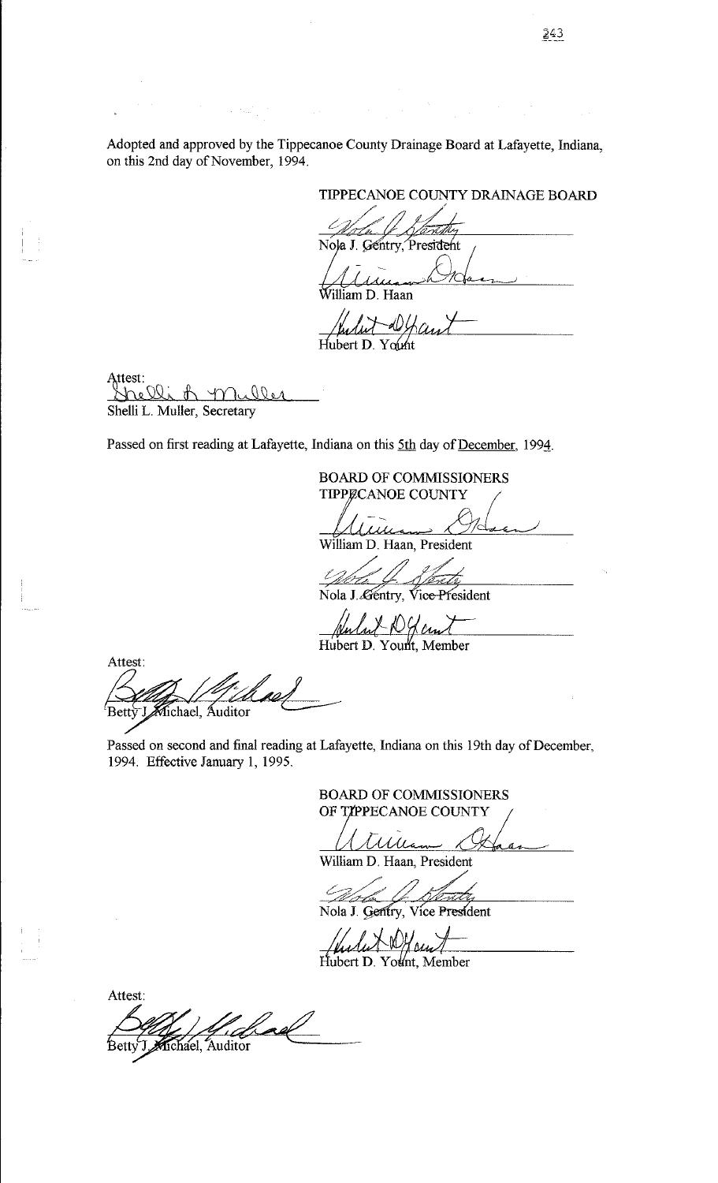Adopted and approved by the Tippecanoe County Drainage Board at Lafayette, Indiana, on this 2nd day of November, 1994.

TIPPECANOE COUNTY DRAINAGE BOARD

Nola J. Gentry, President

William D. Haan

Hubert D. Yount

Attest:

Shelli L. Muller, Secretary

Passed on first reading at Lafayette, Indiana on this 5th day of December, 1994.

BOARD OF COMMISSIONERS
TIPPECANOE COUNTY

William D. Haan, President

Nola J. Gentry, Vice-President

Hubert D. Yount, Member

Attest:

Betty J. Michael, Auditor

Passed on second and final reading at Lafayette, Indiana on this 19th day of December, 1994. Effective January 1, 1995.

BOARD OF COMMISSIONERS
OF TIPPECANOE COUNTY

William D. Haan, President

Nola J. Gentry, Vice President

Hubert D. Yount, Member

Attest:

Betty J. Michael, Auditor